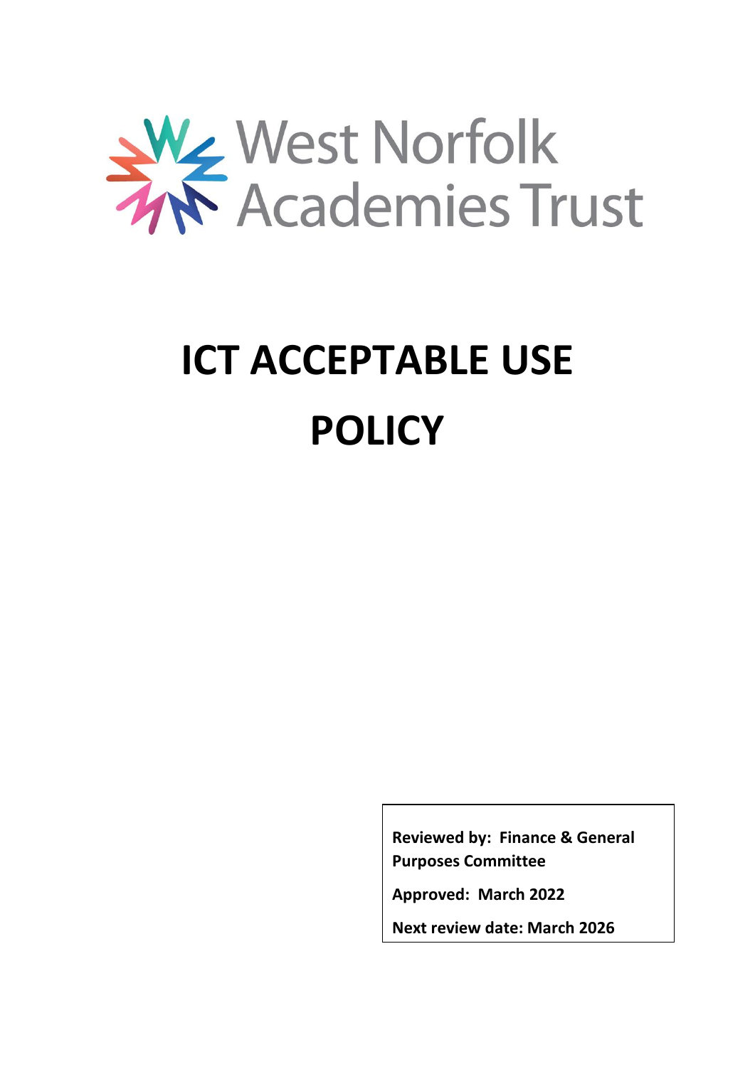West Norfolk Academies Trust

# ICT ACCEPTABLE USE POLICY

**Reviewed by: Finance & General Purposes Committee**

**Approved: March 2022**

**Next review date: March 2026**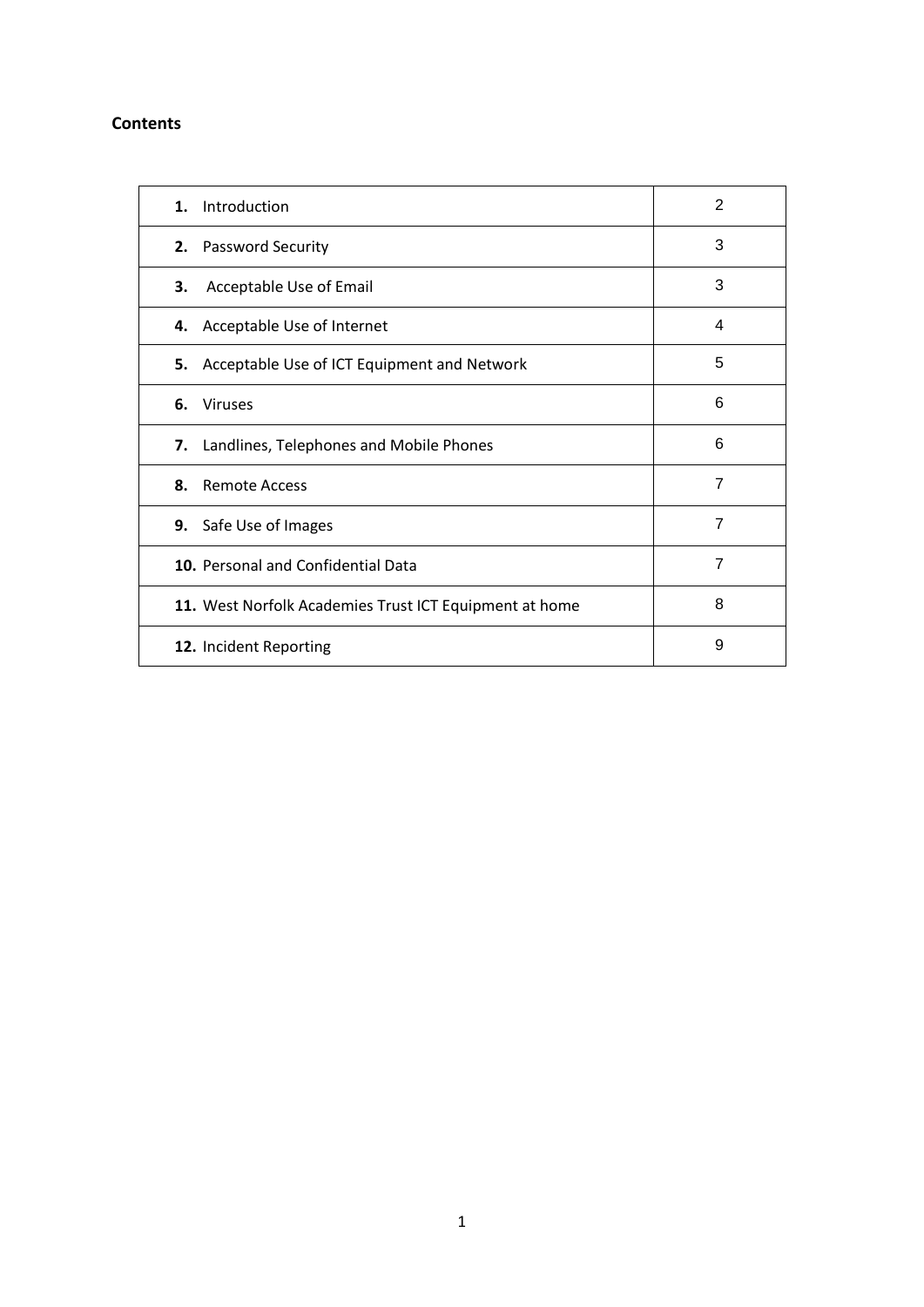## Contents

| | |
|---|---|
| **1.** Introduction | 2 |
| **2.** Password Security | 3 |
| **3.** Acceptable Use of Email | 3 |
| **4.** Acceptable Use of Internet | 4 |
| **5.** Acceptable Use of ICT Equipment and Network | 5 |
| **6.** Viruses | 6 |
| **7.** Landlines, Telephones and Mobile Phones | 6 |
| **8.** Remote Access | 7 |
| **9.** Safe Use of Images | 7 |
| **10.** Personal and Confidential Data | 7 |
| **11.** West Norfolk Academies Trust ICT Equipment at home | 8 |
| **12.** Incident Reporting | 9 |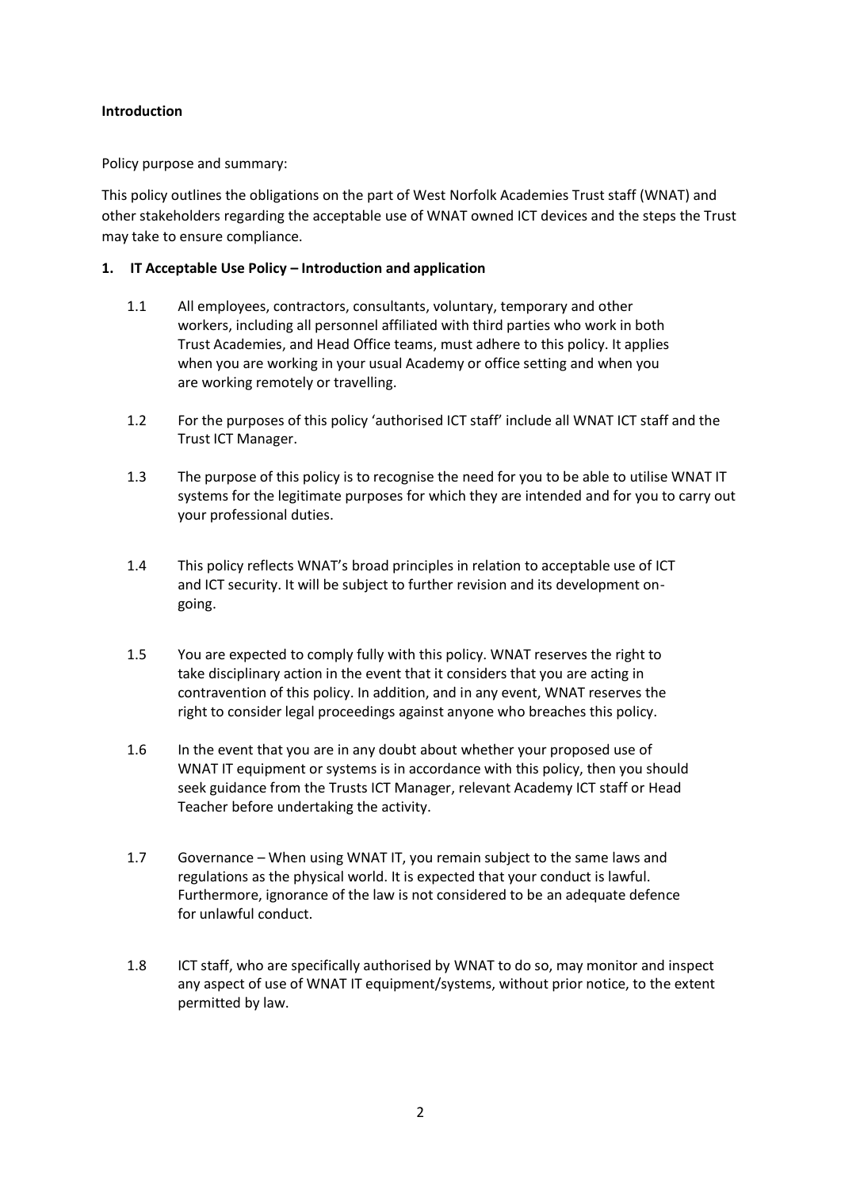**Introduction**

Policy purpose and summary:

This policy outlines the obligations on the part of West Norfolk Academies Trust staff (WNAT) and other stakeholders regarding the acceptable use of WNAT owned ICT devices and the steps the Trust may take to ensure compliance.

**1. IT Acceptable Use Policy – Introduction and application**

1.1 All employees, contractors, consultants, voluntary, temporary and other workers, including all personnel affiliated with third parties who work in both Trust Academies, and Head Office teams, must adhere to this policy. It applies when you are working in your usual Academy or office setting and when you are working remotely or travelling.

1.2 For the purposes of this policy 'authorised ICT staff' include all WNAT ICT staff and the Trust ICT Manager.

1.3 The purpose of this policy is to recognise the need for you to be able to utilise WNAT IT systems for the legitimate purposes for which they are intended and for you to carry out your professional duties.

1.4 This policy reflects WNAT's broad principles in relation to acceptable use of ICT and ICT security. It will be subject to further revision and its development on-going.

1.5 You are expected to comply fully with this policy. WNAT reserves the right to take disciplinary action in the event that it considers that you are acting in contravention of this policy. In addition, and in any event, WNAT reserves the right to consider legal proceedings against anyone who breaches this policy.

1.6 In the event that you are in any doubt about whether your proposed use of WNAT IT equipment or systems is in accordance with this policy, then you should seek guidance from the Trusts ICT Manager, relevant Academy ICT staff or Head Teacher before undertaking the activity.

1.7 Governance – When using WNAT IT, you remain subject to the same laws and regulations as the physical world. It is expected that your conduct is lawful. Furthermore, ignorance of the law is not considered to be an adequate defence for unlawful conduct.

1.8 ICT staff, who are specifically authorised by WNAT to do so, may monitor and inspect any aspect of use of WNAT IT equipment/systems, without prior notice, to the extent permitted by law.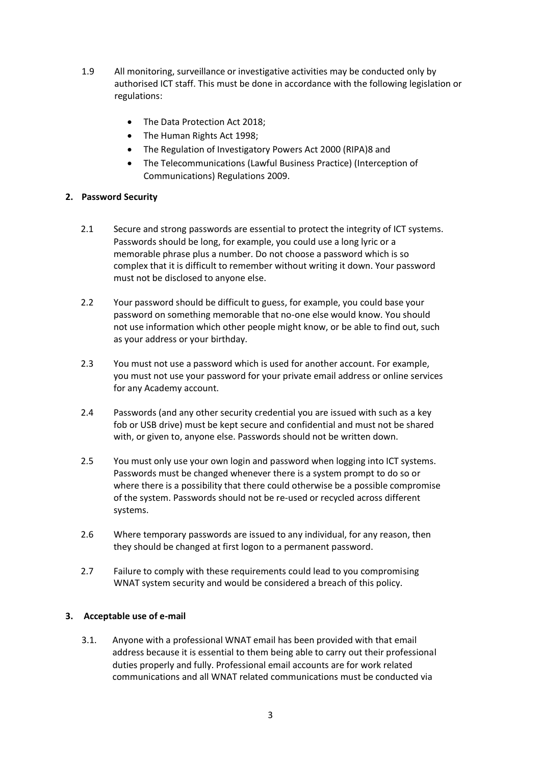1.9 All monitoring, surveillance or investigative activities may be conducted only by authorised ICT staff. This must be done in accordance with the following legislation or regulations:

- The Data Protection Act 2018;
- The Human Rights Act 1998;
- The Regulation of Investigatory Powers Act 2000 (RIPA)8 and
- The Telecommunications (Lawful Business Practice) (Interception of Communications) Regulations 2009.

## 2. Password Security

2.1 Secure and strong passwords are essential to protect the integrity of ICT systems. Passwords should be long, for example, you could use a long lyric or a memorable phrase plus a number. Do not choose a password which is so complex that it is difficult to remember without writing it down. Your password must not be disclosed to anyone else.

2.2 Your password should be difficult to guess, for example, you could base your password on something memorable that no-one else would know. You should not use information which other people might know, or be able to find out, such as your address or your birthday.

2.3 You must not use a password which is used for another account. For example, you must not use your password for your private email address or online services for any Academy account.

2.4 Passwords (and any other security credential you are issued with such as a key fob or USB drive) must be kept secure and confidential and must not be shared with, or given to, anyone else. Passwords should not be written down.

2.5 You must only use your own login and password when logging into ICT systems. Passwords must be changed whenever there is a system prompt to do so or where there is a possibility that there could otherwise be a possible compromise of the system. Passwords should not be re-used or recycled across different systems.

2.6 Where temporary passwords are issued to any individual, for any reason, then they should be changed at first logon to a permanent password.

2.7 Failure to comply with these requirements could lead to you compromising WNAT system security and would be considered a breach of this policy.

## 3. Acceptable use of e-mail

3.1. Anyone with a professional WNAT email has been provided with that email address because it is essential to them being able to carry out their professional duties properly and fully. Professional email accounts are for work related communications and all WNAT related communications must be conducted via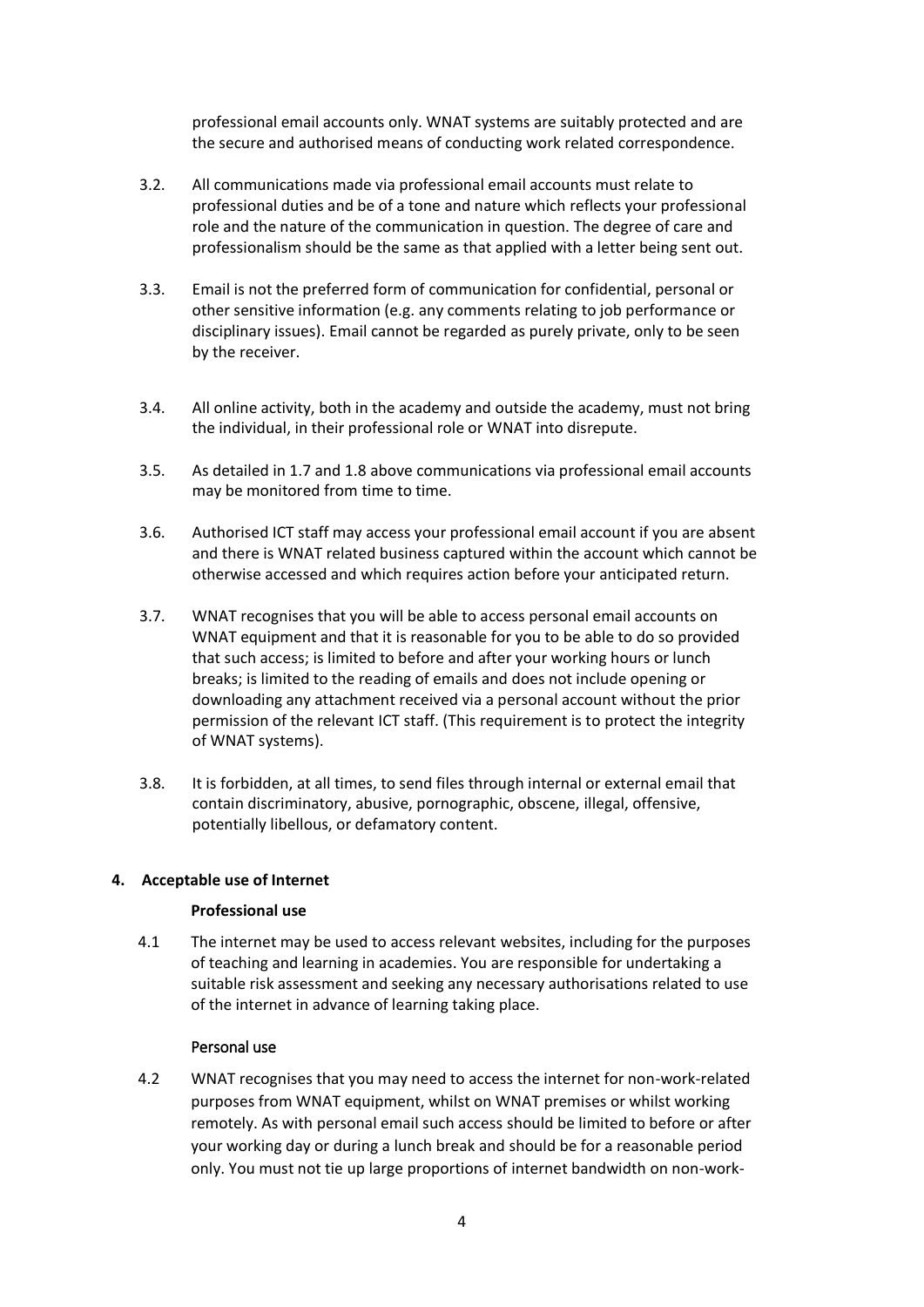professional email accounts only. WNAT systems are suitably protected and are the secure and authorised means of conducting work related correspondence.

3.2. All communications made via professional email accounts must relate to professional duties and be of a tone and nature which reflects your professional role and the nature of the communication in question. The degree of care and professionalism should be the same as that applied with a letter being sent out.

3.3. Email is not the preferred form of communication for confidential, personal or other sensitive information (e.g. any comments relating to job performance or disciplinary issues). Email cannot be regarded as purely private, only to be seen by the receiver.

3.4. All online activity, both in the academy and outside the academy, must not bring the individual, in their professional role or WNAT into disrepute.

3.5. As detailed in 1.7 and 1.8 above communications via professional email accounts may be monitored from time to time.

3.6. Authorised ICT staff may access your professional email account if you are absent and there is WNAT related business captured within the account which cannot be otherwise accessed and which requires action before your anticipated return.

3.7. WNAT recognises that you will be able to access personal email accounts on WNAT equipment and that it is reasonable for you to be able to do so provided that such access; is limited to before and after your working hours or lunch breaks; is limited to the reading of emails and does not include opening or downloading any attachment received via a personal account without the prior permission of the relevant ICT staff. (This requirement is to protect the integrity of WNAT systems).

3.8. It is forbidden, at all times, to send files through internal or external email that contain discriminatory, abusive, pornographic, obscene, illegal, offensive, potentially libellous, or defamatory content.

## 4. Acceptable use of Internet

**Professional use**

4.1 The internet may be used to access relevant websites, including for the purposes of teaching and learning in academies. You are responsible for undertaking a suitable risk assessment and seeking any necessary authorisations related to use of the internet in advance of learning taking place.

Personal use

4.2 WNAT recognises that you may need to access the internet for non-work-related purposes from WNAT equipment, whilst on WNAT premises or whilst working remotely. As with personal email such access should be limited to before or after your working day or during a lunch break and should be for a reasonable period only. You must not tie up large proportions of internet bandwidth on non-work-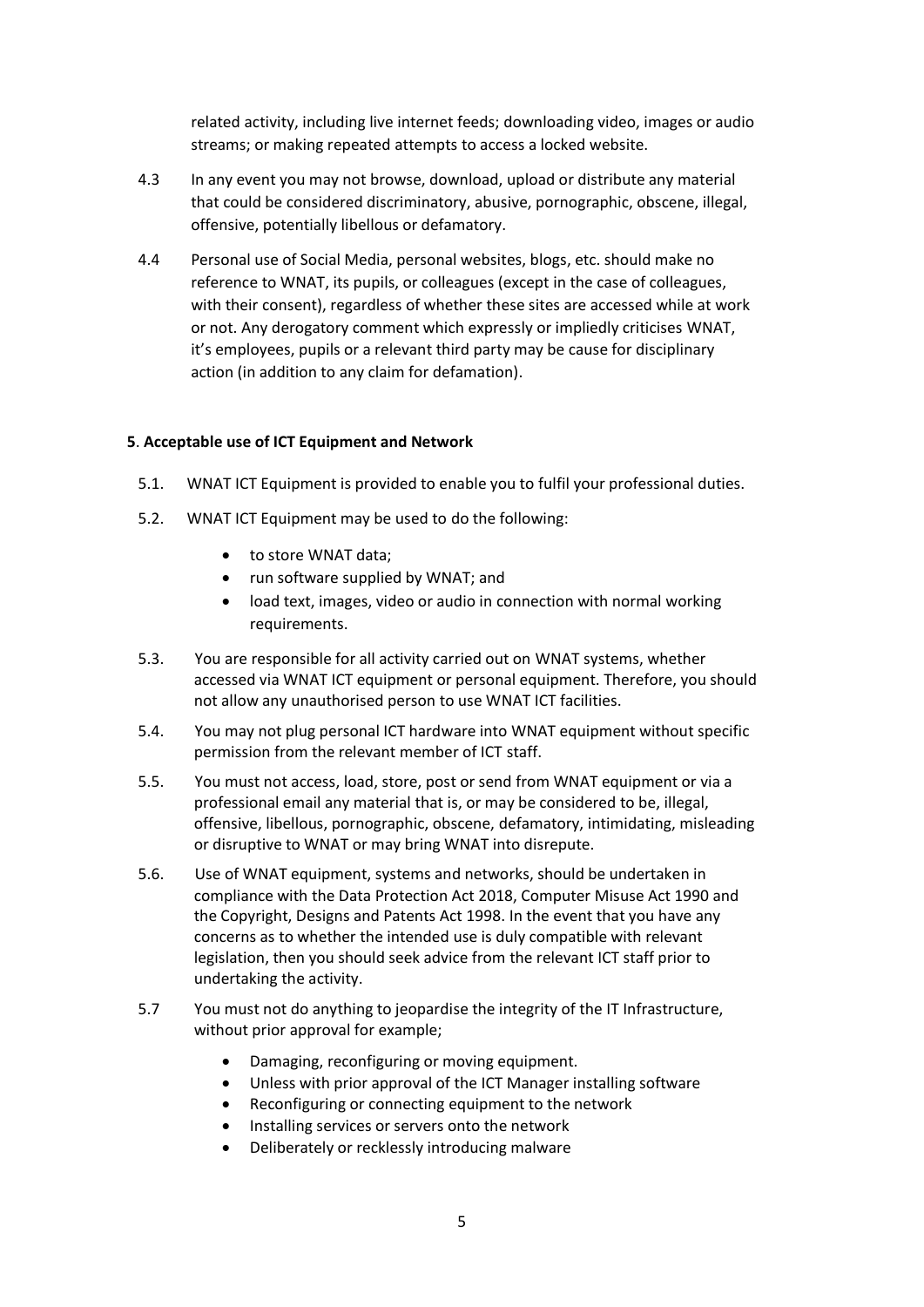related activity, including live internet feeds; downloading video, images or audio streams; or making repeated attempts to access a locked website.

4.3 In any event you may not browse, download, upload or distribute any material that could be considered discriminatory, abusive, pornographic, obscene, illegal, offensive, potentially libellous or defamatory.

4.4 Personal use of Social Media, personal websites, blogs, etc. should make no reference to WNAT, its pupils, or colleagues (except in the case of colleagues, with their consent), regardless of whether these sites are accessed while at work or not. Any derogatory comment which expressly or impliedly criticises WNAT, it's employees, pupils or a relevant third party may be cause for disciplinary action (in addition to any claim for defamation).

**5**. **Acceptable use of ICT Equipment and Network**

5.1. WNAT ICT Equipment is provided to enable you to fulfil your professional duties.

5.2. WNAT ICT Equipment may be used to do the following:

- to store WNAT data;
- run software supplied by WNAT; and
- load text, images, video or audio in connection with normal working requirements.

5.3. You are responsible for all activity carried out on WNAT systems, whether accessed via WNAT ICT equipment or personal equipment. Therefore, you should not allow any unauthorised person to use WNAT ICT facilities.

5.4. You may not plug personal ICT hardware into WNAT equipment without specific permission from the relevant member of ICT staff.

5.5. You must not access, load, store, post or send from WNAT equipment or via a professional email any material that is, or may be considered to be, illegal, offensive, libellous, pornographic, obscene, defamatory, intimidating, misleading or disruptive to WNAT or may bring WNAT into disrepute.

5.6. Use of WNAT equipment, systems and networks, should be undertaken in compliance with the Data Protection Act 2018, Computer Misuse Act 1990 and the Copyright, Designs and Patents Act 1998. In the event that you have any concerns as to whether the intended use is duly compatible with relevant legislation, then you should seek advice from the relevant ICT staff prior to undertaking the activity.

5.7 You must not do anything to jeopardise the integrity of the IT Infrastructure, without prior approval for example;

- Damaging, reconfiguring or moving equipment.
- Unless with prior approval of the ICT Manager installing software
- Reconfiguring or connecting equipment to the network
- Installing services or servers onto the network
- Deliberately or recklessly introducing malware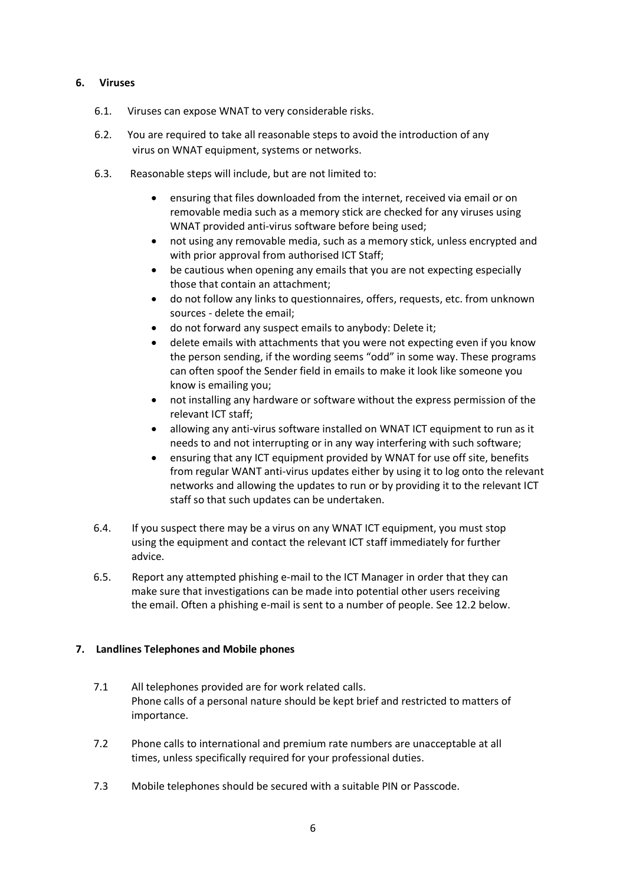## 6. Viruses

6.1. Viruses can expose WNAT to very considerable risks.

6.2. You are required to take all reasonable steps to avoid the introduction of any virus on WNAT equipment, systems or networks.

6.3. Reasonable steps will include, but are not limited to:

- ensuring that files downloaded from the internet, received via email or on removable media such as a memory stick are checked for any viruses using WNAT provided anti-virus software before being used;
- not using any removable media, such as a memory stick, unless encrypted and with prior approval from authorised ICT Staff;
- be cautious when opening any emails that you are not expecting especially those that contain an attachment;
- do not follow any links to questionnaires, offers, requests, etc. from unknown sources - delete the email;
- do not forward any suspect emails to anybody: Delete it;
- delete emails with attachments that you were not expecting even if you know the person sending, if the wording seems "odd" in some way. These programs can often spoof the Sender field in emails to make it look like someone you know is emailing you;
- not installing any hardware or software without the express permission of the relevant ICT staff;
- allowing any anti-virus software installed on WNAT ICT equipment to run as it needs to and not interrupting or in any way interfering with such software;
- ensuring that any ICT equipment provided by WNAT for use off site, benefits from regular WANT anti-virus updates either by using it to log onto the relevant networks and allowing the updates to run or by providing it to the relevant ICT staff so that such updates can be undertaken.

6.4. If you suspect there may be a virus on any WNAT ICT equipment, you must stop using the equipment and contact the relevant ICT staff immediately for further advice.

6.5. Report any attempted phishing e-mail to the ICT Manager in order that they can make sure that investigations can be made into potential other users receiving the email. Often a phishing e-mail is sent to a number of people. See 12.2 below.

## 7. Landlines Telephones and Mobile phones

7.1 All telephones provided are for work related calls.
Phone calls of a personal nature should be kept brief and restricted to matters of importance.

7.2 Phone calls to international and premium rate numbers are unacceptable at all times, unless specifically required for your professional duties.

7.3 Mobile telephones should be secured with a suitable PIN or Passcode.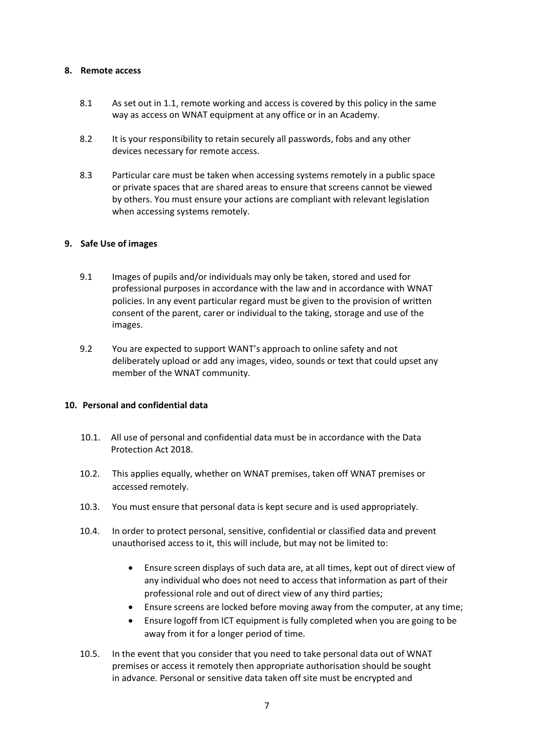## 8. Remote access

8.1 As set out in 1.1, remote working and access is covered by this policy in the same way as access on WNAT equipment at any office or in an Academy.

8.2 It is your responsibility to retain securely all passwords, fobs and any other devices necessary for remote access.

8.3 Particular care must be taken when accessing systems remotely in a public space or private spaces that are shared areas to ensure that screens cannot be viewed by others. You must ensure your actions are compliant with relevant legislation when accessing systems remotely.

## 9. Safe Use of images

9.1 Images of pupils and/or individuals may only be taken, stored and used for professional purposes in accordance with the law and in accordance with WNAT policies. In any event particular regard must be given to the provision of written consent of the parent, carer or individual to the taking, storage and use of the images.

9.2 You are expected to support WANT's approach to online safety and not deliberately upload or add any images, video, sounds or text that could upset any member of the WNAT community.

## 10. Personal and confidential data

10.1. All use of personal and confidential data must be in accordance with the Data Protection Act 2018.

10.2. This applies equally, whether on WNAT premises, taken off WNAT premises or accessed remotely.

10.3. You must ensure that personal data is kept secure and is used appropriately.

10.4. In order to protect personal, sensitive, confidential or classified data and prevent unauthorised access to it, this will include, but may not be limited to:

- Ensure screen displays of such data are, at all times, kept out of direct view of any individual who does not need to access that information as part of their professional role and out of direct view of any third parties;
- Ensure screens are locked before moving away from the computer, at any time;
- Ensure logoff from ICT equipment is fully completed when you are going to be away from it for a longer period of time.

10.5. In the event that you consider that you need to take personal data out of WNAT premises or access it remotely then appropriate authorisation should be sought in advance. Personal or sensitive data taken off site must be encrypted and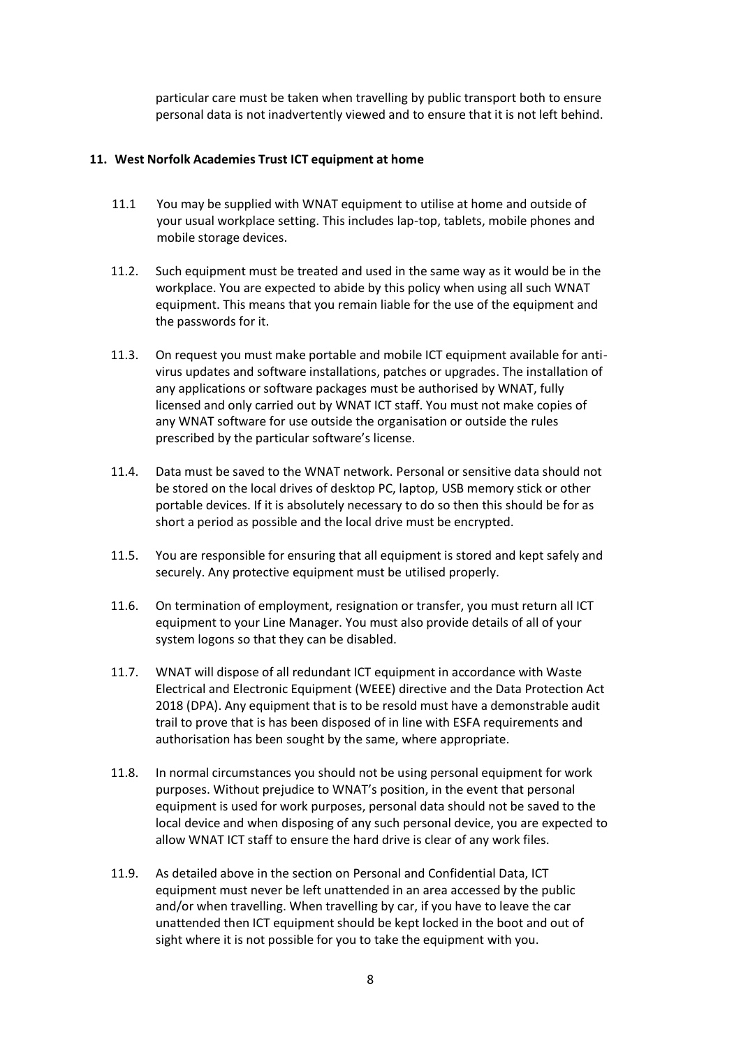particular care must be taken when travelling by public transport both to ensure personal data is not inadvertently viewed and to ensure that it is not left behind.

**11. West Norfolk Academies Trust ICT equipment at home**

11.1 You may be supplied with WNAT equipment to utilise at home and outside of your usual workplace setting. This includes lap-top, tablets, mobile phones and mobile storage devices.

11.2. Such equipment must be treated and used in the same way as it would be in the workplace. You are expected to abide by this policy when using all such WNAT equipment. This means that you remain liable for the use of the equipment and the passwords for it.

11.3. On request you must make portable and mobile ICT equipment available for anti-virus updates and software installations, patches or upgrades. The installation of any applications or software packages must be authorised by WNAT, fully licensed and only carried out by WNAT ICT staff. You must not make copies of any WNAT software for use outside the organisation or outside the rules prescribed by the particular software's license.

11.4. Data must be saved to the WNAT network. Personal or sensitive data should not be stored on the local drives of desktop PC, laptop, USB memory stick or other portable devices. If it is absolutely necessary to do so then this should be for as short a period as possible and the local drive must be encrypted.

11.5. You are responsible for ensuring that all equipment is stored and kept safely and securely. Any protective equipment must be utilised properly.

11.6. On termination of employment, resignation or transfer, you must return all ICT equipment to your Line Manager. You must also provide details of all of your system logons so that they can be disabled.

11.7. WNAT will dispose of all redundant ICT equipment in accordance with Waste Electrical and Electronic Equipment (WEEE) directive and the Data Protection Act 2018 (DPA). Any equipment that is to be resold must have a demonstrable audit trail to prove that is has been disposed of in line with ESFA requirements and authorisation has been sought by the same, where appropriate.

11.8. In normal circumstances you should not be using personal equipment for work purposes. Without prejudice to WNAT's position, in the event that personal equipment is used for work purposes, personal data should not be saved to the local device and when disposing of any such personal device, you are expected to allow WNAT ICT staff to ensure the hard drive is clear of any work files.

11.9. As detailed above in the section on Personal and Confidential Data, ICT equipment must never be left unattended in an area accessed by the public and/or when travelling. When travelling by car, if you have to leave the car unattended then ICT equipment should be kept locked in the boot and out of sight where it is not possible for you to take the equipment with you.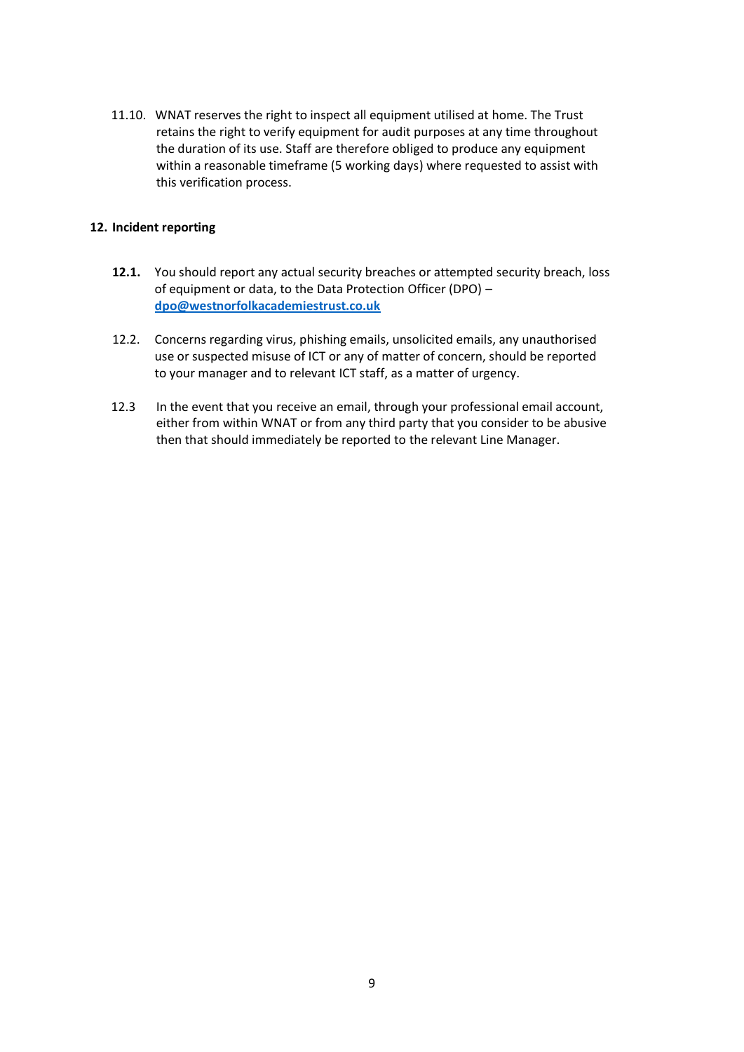11.10. WNAT reserves the right to inspect all equipment utilised at home. The Trust retains the right to verify equipment for audit purposes at any time throughout the duration of its use. Staff are therefore obliged to produce any equipment within a reasonable timeframe (5 working days) where requested to assist with this verification process.

## 12. Incident reporting

**12.1.** You should report any actual security breaches or attempted security breach, loss of equipment or data, to the Data Protection Officer (DPO) – **dpo@westnorfolkacademiestrust.co.uk**

12.2. Concerns regarding virus, phishing emails, unsolicited emails, any unauthorised use or suspected misuse of ICT or any of matter of concern, should be reported to your manager and to relevant ICT staff, as a matter of urgency.

12.3 In the event that you receive an email, through your professional email account, either from within WNAT or from any third party that you consider to be abusive then that should immediately be reported to the relevant Line Manager.